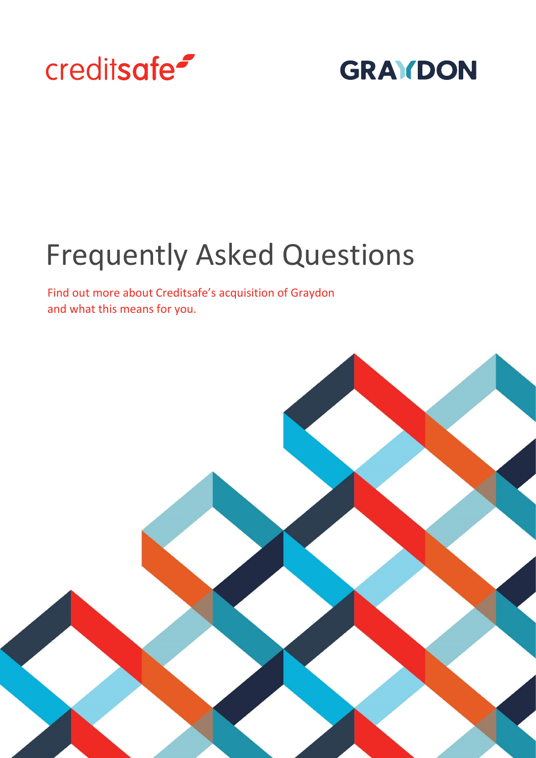creditsafe

GRAYDON

# Frequently Asked Questions

Find out more about Creditsafe's acquisition of Graydon and what this means for you.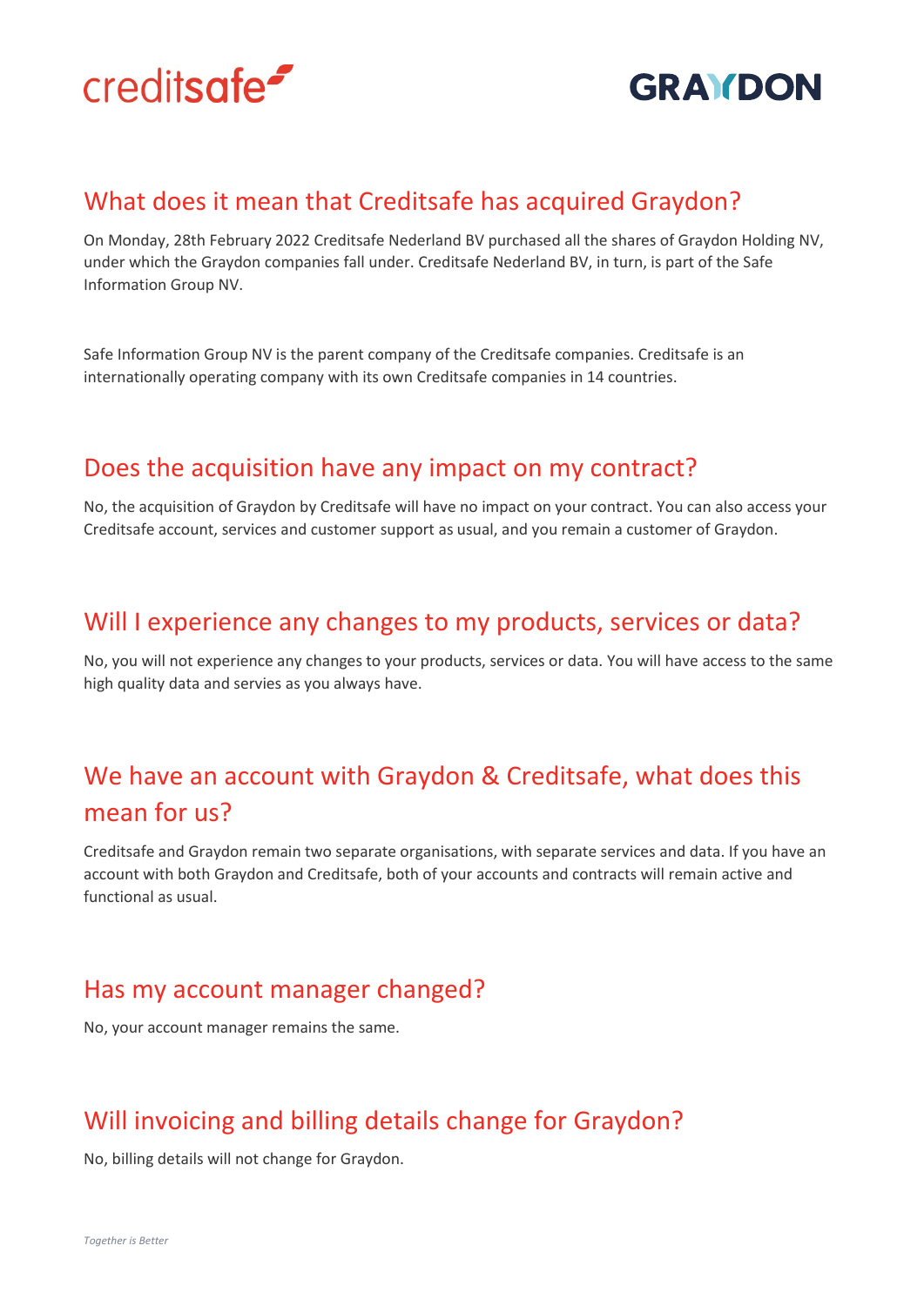## What does it mean that Creditsafe has acquired Graydon?

On Monday, 28th February 2022 Creditsafe Nederland BV purchased all the shares of Graydon Holding NV, under which the Graydon companies fall under. Creditsafe Nederland BV, in turn, is part of the Safe Information Group NV.

Safe Information Group NV is the parent company of the Creditsafe companies. Creditsafe is an internationally operating company with its own Creditsafe companies in 14 countries.

## Does the acquisition have any impact on my contract?

No, the acquisition of Graydon by Creditsafe will have no impact on your contract. You can also access your Creditsafe account, services and customer support as usual, and you remain a customer of Graydon.

## Will I experience any changes to my products, services or data?

No, you will not experience any changes to your products, services or data. You will have access to the same high quality data and servies as you always have.

## We have an account with Graydon & Creditsafe, what does this mean for us?

Creditsafe and Graydon remain two separate organisations, with separate services and data. If you have an account with both Graydon and Creditsafe, both of your accounts and contracts will remain active and functional as usual.

## Has my account manager changed?

No, your account manager remains the same.

## Will invoicing and billing details change for Graydon?

No, billing details will not change for Graydon.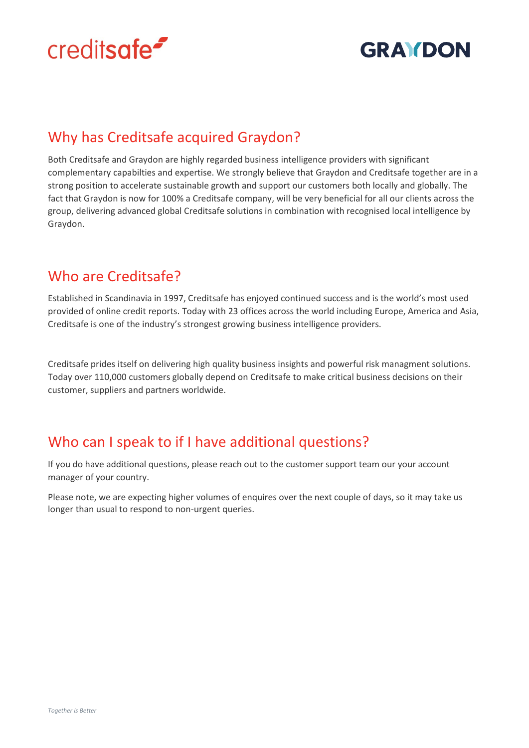creditsafe

GRAYDON

## Why has Creditsafe acquired Graydon?

Both Creditsafe and Graydon are highly regarded business intelligence providers with significant complementary capabilties and expertise. We strongly believe that Graydon and Creditsafe together are in a strong position to accelerate sustainable growth and support our customers both locally and globally. The fact that Graydon is now for 100% a Creditsafe company, will be very beneficial for all our clients across the group, delivering advanced global Creditsafe solutions in combination with recognised local intelligence by Graydon.

## Who are Creditsafe?

Established in Scandinavia in 1997, Creditsafe has enjoyed continued success and is the world's most used provided of online credit reports. Today with 23 offices across the world including Europe, America and Asia, Creditsafe is one of the industry's strongest growing business intelligence providers.

Creditsafe prides itself on delivering high quality business insights and powerful risk managment solutions. Today over 110,000 customers globally depend on Creditsafe to make critical business decisions on their customer, suppliers and partners worldwide.

## Who can I speak to if I have additional questions?

If you do have additional questions, please reach out to the customer support team our your account manager of your country.

Please note, we are expecting higher volumes of enquires over the next couple of days, so it may take us longer than usual to respond to non-urgent queries.

*Together is Better*